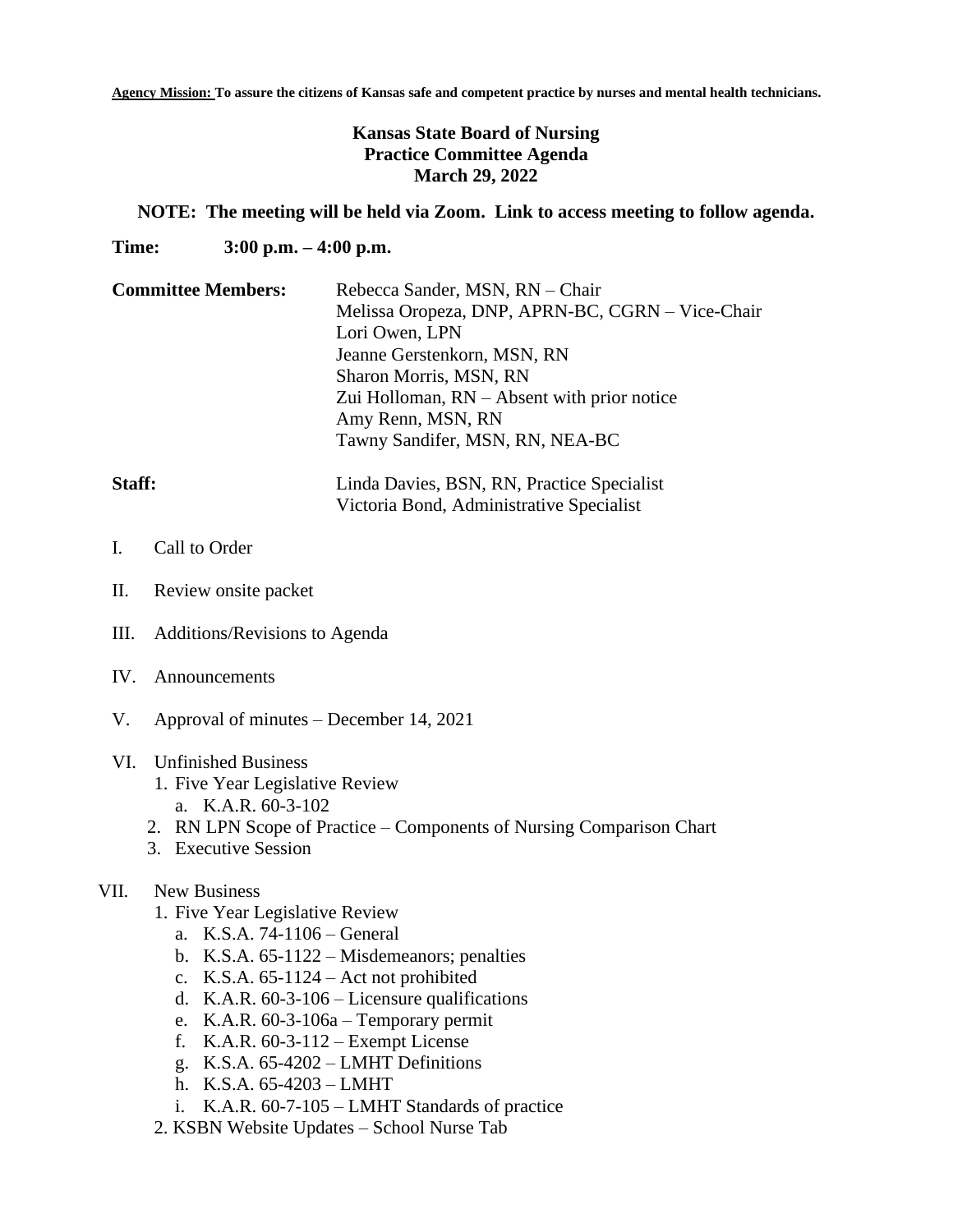**Agency Mission: To assure the citizens of Kansas safe and competent practice by nurses and mental health technicians.**

# Kansas State Board of Nursing
## Practice Committee Agenda
### March 29, 2022

**NOTE: The meeting will be held via Zoom. Link to access meeting to follow agenda.**

**Time:** **3:00 p.m. – 4:00 p.m.**

**Committee Members:**
Rebecca Sander, MSN, RN – Chair
Melissa Oropeza, DNP, APRN-BC, CGRN – Vice-Chair
Lori Owen, LPN
Jeanne Gerstenkorn, MSN, RN
Sharon Morris, MSN, RN
Zui Holloman, RN – Absent with prior notice
Amy Renn, MSN, RN
Tawny Sandifer, MSN, RN, NEA-BC

**Staff:**
Linda Davies, BSN, RN, Practice Specialist
Victoria Bond, Administrative Specialist

I. Call to Order

II. Review onsite packet

III. Additions/Revisions to Agenda

IV. Announcements

V. Approval of minutes – December 14, 2021

VI. Unfinished Business
   1. Five Year Legislative Review
      a. K.A.R. 60-3-102
   2. RN LPN Scope of Practice – Components of Nursing Comparison Chart
   3. Executive Session

VII. New Business
   1. Five Year Legislative Review
      a. K.S.A. 74-1106 – General
      b. K.S.A. 65-1122 – Misdemeanors; penalties
      c. K.S.A. 65-1124 – Act not prohibited
      d. K.A.R. 60-3-106 – Licensure qualifications
      e. K.A.R. 60-3-106a – Temporary permit
      f. K.A.R. 60-3-112 – Exempt License
      g. K.S.A. 65-4202 – LMHT Definitions
      h. K.S.A. 65-4203 – LMHT
      i. K.A.R. 60-7-105 – LMHT Standards of practice
   2. KSBN Website Updates – School Nurse Tab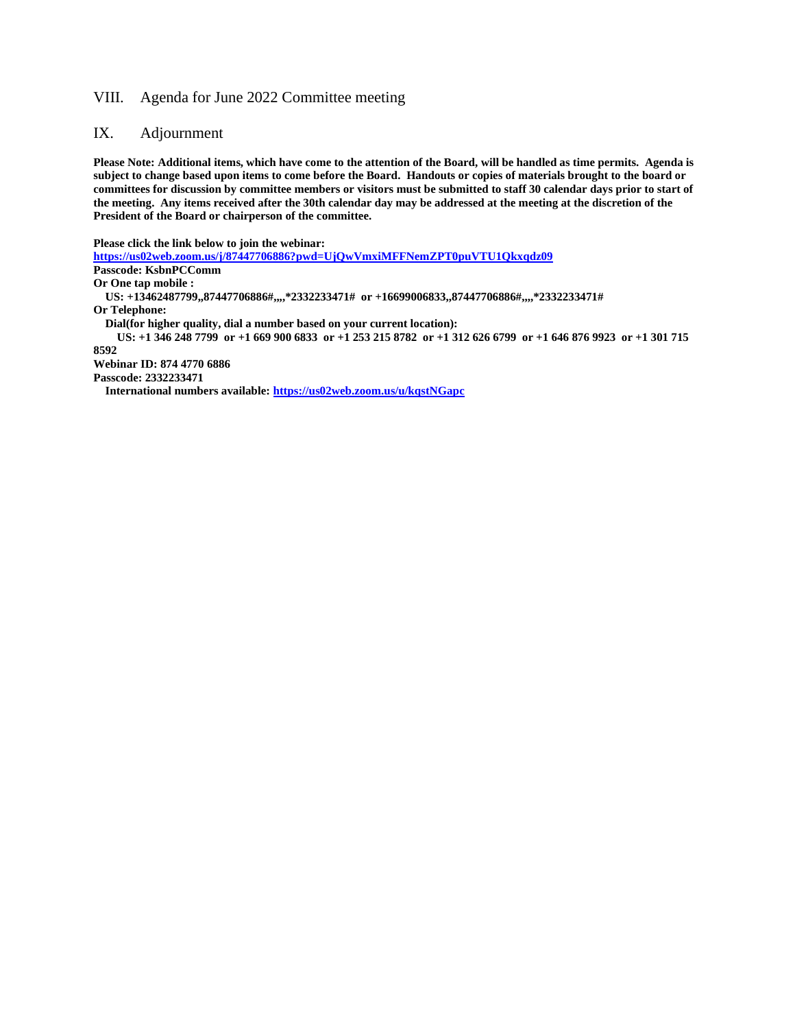## VIII. Agenda for June 2022 Committee meeting

## IX. Adjournment

**Please Note: Additional items, which have come to the attention of the Board, will be handled as time permits. Agenda is subject to change based upon items to come before the Board. Handouts or copies of materials brought to the board or committees for discussion by committee members or visitors must be submitted to staff 30 calendar days prior to start of the meeting. Any items received after the 30th calendar day may be addressed at the meeting at the discretion of the President of the Board or chairperson of the committee.**

**Please click the link below to join the webinar:**
**https://us02web.zoom.us/j/87447706886?pwd=UjQwVmxiMFFNemZPT0puVTU1Qkxqdz09**
**Passcode: KsbnPCComm**
**Or One tap mobile :**
**US: +13462487799,,87447706886#,,,,*2332233471# or +16699006833,,87447706886#,,,,*2332233471#**
**Or Telephone:**
**Dial(for higher quality, dial a number based on your current location):**
**US: +1 346 248 7799 or +1 669 900 6833 or +1 253 215 8782 or +1 312 626 6799 or +1 646 876 9923 or +1 301 715 8592**
**Webinar ID: 874 4770 6886**
**Passcode: 2332233471**
**International numbers available: https://us02web.zoom.us/u/kqstNGapc**